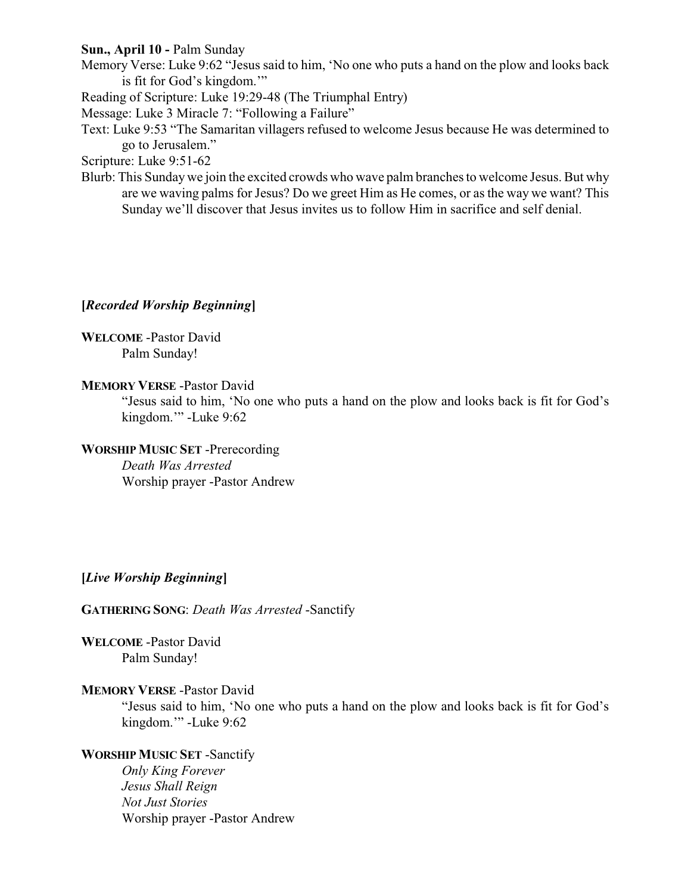**Sun., April 10 -** Palm Sunday

Memory Verse: Luke 9:62 "Jesus said to him, 'No one who puts a hand on the plow and looks back is fit for God's kingdom.'"

Reading of Scripture: Luke 19:29-48 (The Triumphal Entry)

Message: Luke 3 Miracle 7: "Following a Failure"

Text: Luke 9:53 "The Samaritan villagers refused to welcome Jesus because He was determined to go to Jerusalem."

Scripture: Luke 9:51-62

Blurb: This Sunday we join the excited crowds who wave palm branches to welcome Jesus. But why are we waving palms for Jesus? Do we greet Him as He comes, or as the way we want? This Sunday we'll discover that Jesus invites us to follow Him in sacrifice and self denial.

**[*Recorded Worship Beginning*]**

**WELCOME** -Pastor David

Palm Sunday!

**MEMORY VERSE** -Pastor David

"Jesus said to him, 'No one who puts a hand on the plow and looks back is fit for God's kingdom.'" -Luke 9:62

**WORSHIP MUSIC SET** -Prerecording

*Death Was Arrested*

Worship prayer -Pastor Andrew

**[*Live Worship Beginning*]**

**GATHERING SONG**: *Death Was Arrested* -Sanctify

**WELCOME** -Pastor David

Palm Sunday!

**MEMORY VERSE** -Pastor David

"Jesus said to him, 'No one who puts a hand on the plow and looks back is fit for God's kingdom.'" -Luke 9:62

**WORSHIP MUSIC SET** -Sanctify

*Only King Forever*

*Jesus Shall Reign*

*Not Just Stories*

Worship prayer -Pastor Andrew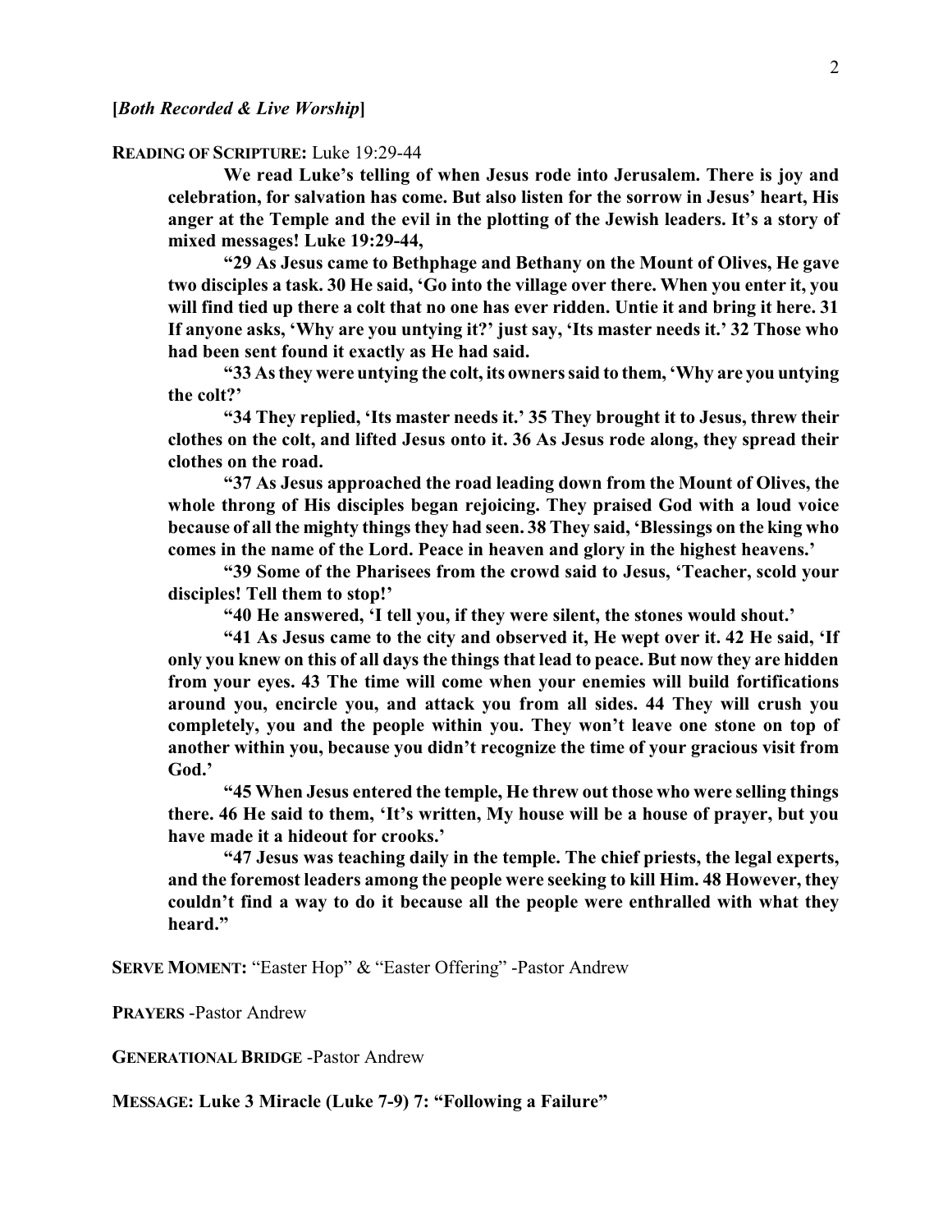**[*Both Recorded & Live Worship*]**

**READING OF SCRIPTURE:** Luke 19:29-44

**We read Luke's telling of when Jesus rode into Jerusalem. There is joy and celebration, for salvation has come. But also listen for the sorrow in Jesus' heart, His anger at the Temple and the evil in the plotting of the Jewish leaders. It's a story of mixed messages! Luke 19:29-44,**

**"29 As Jesus came to Bethphage and Bethany on the Mount of Olives, He gave two disciples a task. 30 He said, 'Go into the village over there. When you enter it, you will find tied up there a colt that no one has ever ridden. Untie it and bring it here. 31 If anyone asks, 'Why are you untying it?' just say, 'Its master needs it.' 32 Those who had been sent found it exactly as He had said.**

**"33 As they were untying the colt, its owners said to them, 'Why are you untying the colt?'**

**"34 They replied, 'Its master needs it.' 35 They brought it to Jesus, threw their clothes on the colt, and lifted Jesus onto it. 36 As Jesus rode along, they spread their clothes on the road.**

**"37 As Jesus approached the road leading down from the Mount of Olives, the whole throng of His disciples began rejoicing. They praised God with a loud voice because of all the mighty things they had seen. 38 They said, 'Blessings on the king who comes in the name of the Lord. Peace in heaven and glory in the highest heavens.'**

**"39 Some of the Pharisees from the crowd said to Jesus, 'Teacher, scold your disciples! Tell them to stop!'**

**"40 He answered, 'I tell you, if they were silent, the stones would shout.'**

**"41 As Jesus came to the city and observed it, He wept over it. 42 He said, 'If only you knew on this of all days the things that lead to peace. But now they are hidden from your eyes. 43 The time will come when your enemies will build fortifications around you, encircle you, and attack you from all sides. 44 They will crush you completely, you and the people within you. They won't leave one stone on top of another within you, because you didn't recognize the time of your gracious visit from God.'**

**"45 When Jesus entered the temple, He threw out those who were selling things there. 46 He said to them, 'It's written, My house will be a house of prayer, but you have made it a hideout for crooks.'**

**"47 Jesus was teaching daily in the temple. The chief priests, the legal experts, and the foremost leaders among the people were seeking to kill Him. 48 However, they couldn't find a way to do it because all the people were enthralled with what they heard."**

**SERVE MOMENT:** "Easter Hop" & "Easter Offering" -Pastor Andrew

**PRAYERS** -Pastor Andrew

**GENERATIONAL BRIDGE** -Pastor Andrew

**MESSAGE: Luke 3 Miracle (Luke 7-9) 7: "Following a Failure"**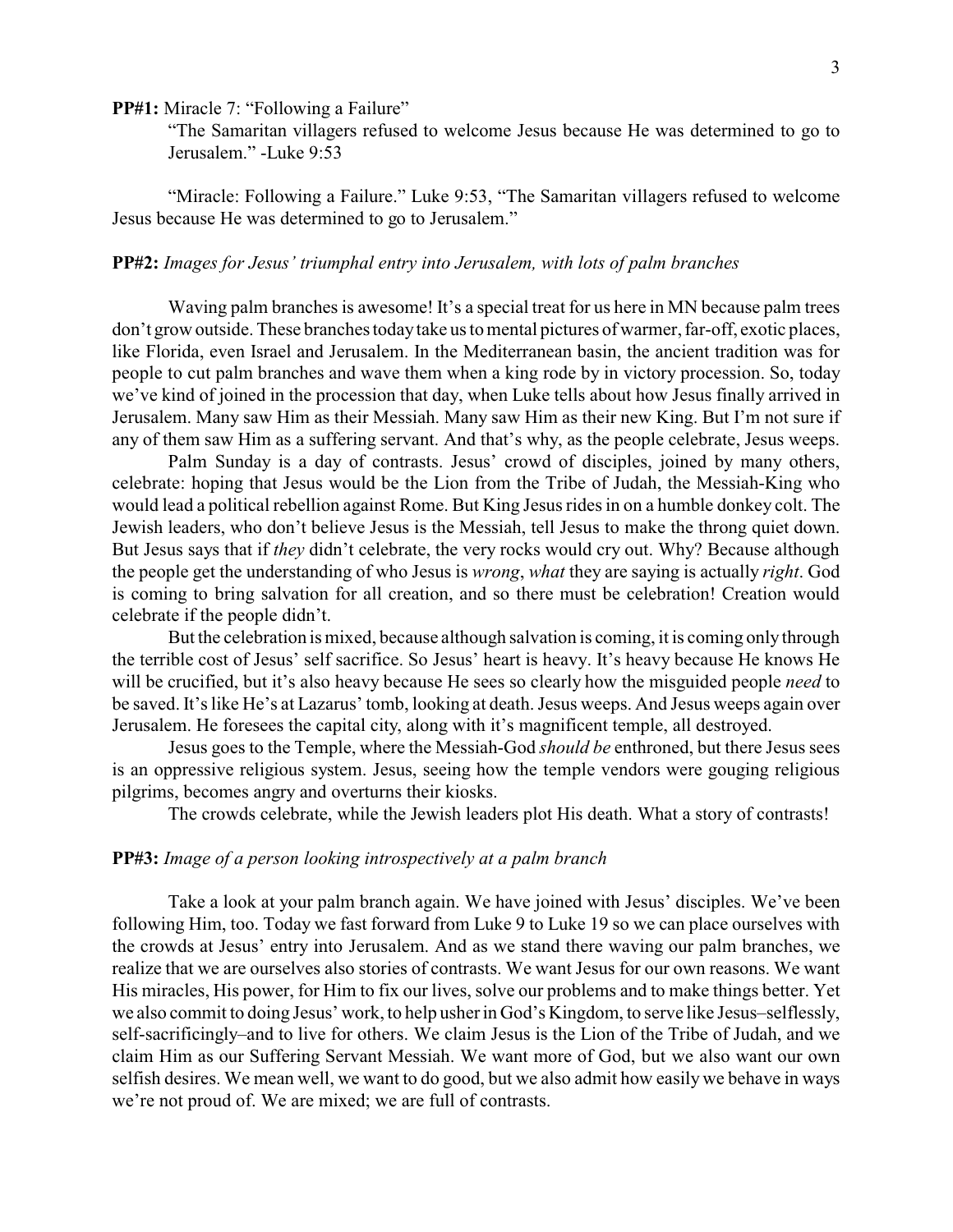**PP#1:** Miracle 7: "Following a Failure"

> "The Samaritan villagers refused to welcome Jesus because He was determined to go to Jerusalem." -Luke 9:53

"Miracle: Following a Failure." Luke 9:53, "The Samaritan villagers refused to welcome Jesus because He was determined to go to Jerusalem."

**PP#2:** *Images for Jesus' triumphal entry into Jerusalem, with lots of palm branches*

Waving palm branches is awesome! It's a special treat for us here in MN because palm trees don't grow outside. These branches today take us to mental pictures of warmer, far-off, exotic places, like Florida, even Israel and Jerusalem. In the Mediterranean basin, the ancient tradition was for people to cut palm branches and wave them when a king rode by in victory procession. So, today we've kind of joined in the procession that day, when Luke tells about how Jesus finally arrived in Jerusalem. Many saw Him as their Messiah. Many saw Him as their new King. But I'm not sure if any of them saw Him as a suffering servant. And that's why, as the people celebrate, Jesus weeps.

Palm Sunday is a day of contrasts. Jesus' crowd of disciples, joined by many others, celebrate: hoping that Jesus would be the Lion from the Tribe of Judah, the Messiah-King who would lead a political rebellion against Rome. But King Jesus rides in on a humble donkey colt. The Jewish leaders, who don't believe Jesus is the Messiah, tell Jesus to make the throng quiet down. But Jesus says that if *they* didn't celebrate, the very rocks would cry out. Why? Because although the people get the understanding of who Jesus is *wrong*, *what* they are saying is actually *right*. God is coming to bring salvation for all creation, and so there must be celebration! Creation would celebrate if the people didn't.

But the celebration is mixed, because although salvation is coming, it is coming only through the terrible cost of Jesus' self sacrifice. So Jesus' heart is heavy. It's heavy because He knows He will be crucified, but it's also heavy because He sees so clearly how the misguided people *need* to be saved. It's like He's at Lazarus' tomb, looking at death. Jesus weeps. And Jesus weeps again over Jerusalem. He foresees the capital city, along with it's magnificent temple, all destroyed.

Jesus goes to the Temple, where the Messiah-God *should be* enthroned, but there Jesus sees is an oppressive religious system. Jesus, seeing how the temple vendors were gouging religious pilgrims, becomes angry and overturns their kiosks.

The crowds celebrate, while the Jewish leaders plot His death. What a story of contrasts!

**PP#3:** *Image of a person looking introspectively at a palm branch*

Take a look at your palm branch again. We have joined with Jesus' disciples. We've been following Him, too. Today we fast forward from Luke 9 to Luke 19 so we can place ourselves with the crowds at Jesus' entry into Jerusalem. And as we stand there waving our palm branches, we realize that we are ourselves also stories of contrasts. We want Jesus for our own reasons. We want His miracles, His power, for Him to fix our lives, solve our problems and to make things better. Yet we also commit to doing Jesus' work, to help usher in God's Kingdom, to serve like Jesus–selflessly, self-sacrificingly–and to live for others. We claim Jesus is the Lion of the Tribe of Judah, and we claim Him as our Suffering Servant Messiah. We want more of God, but we also want our own selfish desires. We mean well, we want to do good, but we also admit how easily we behave in ways we're not proud of. We are mixed; we are full of contrasts.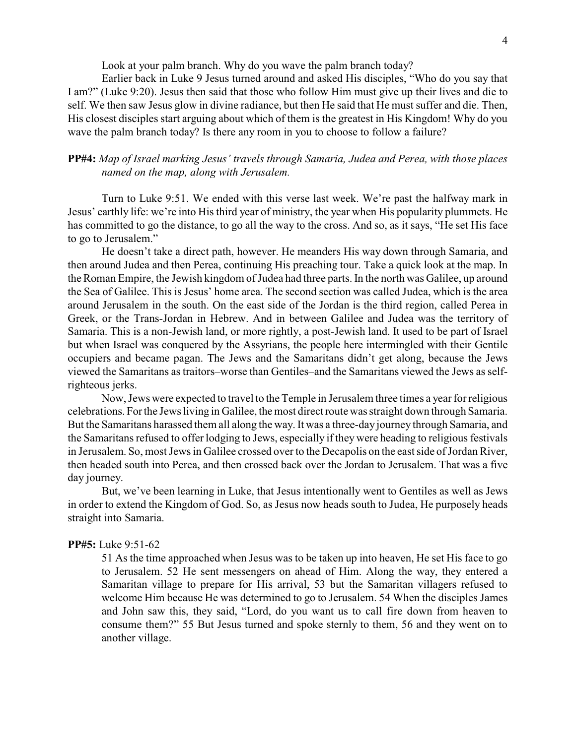Look at your palm branch. Why do you wave the palm branch today?

Earlier back in Luke 9 Jesus turned around and asked His disciples, "Who do you say that I am?" (Luke 9:20). Jesus then said that those who follow Him must give up their lives and die to self. We then saw Jesus glow in divine radiance, but then He said that He must suffer and die. Then, His closest disciples start arguing about which of them is the greatest in His Kingdom! Why do you wave the palm branch today? Is there any room in you to choose to follow a failure?

**PP#4:** *Map of Israel marking Jesus' travels through Samaria, Judea and Perea, with those places named on the map, along with Jerusalem.*

Turn to Luke 9:51. We ended with this verse last week. We're past the halfway mark in Jesus' earthly life: we're into His third year of ministry, the year when His popularity plummets. He has committed to go the distance, to go all the way to the cross. And so, as it says, "He set His face to go to Jerusalem."

He doesn't take a direct path, however. He meanders His way down through Samaria, and then around Judea and then Perea, continuing His preaching tour. Take a quick look at the map. In the Roman Empire, the Jewish kingdom of Judea had three parts. In the north was Galilee, up around the Sea of Galilee. This is Jesus' home area. The second section was called Judea, which is the area around Jerusalem in the south. On the east side of the Jordan is the third region, called Perea in Greek, or the Trans-Jordan in Hebrew. And in between Galilee and Judea was the territory of Samaria. This is a non-Jewish land, or more rightly, a post-Jewish land. It used to be part of Israel but when Israel was conquered by the Assyrians, the people here intermingled with their Gentile occupiers and became pagan. The Jews and the Samaritans didn't get along, because the Jews viewed the Samaritans as traitors–worse than Gentiles–and the Samaritans viewed the Jews as self-righteous jerks.

Now, Jews were expected to travel to the Temple in Jerusalem three times a year for religious celebrations. For the Jews living in Galilee, the most direct route was straight down through Samaria. But the Samaritans harassed them all along the way. It was a three-day journey through Samaria, and the Samaritans refused to offer lodging to Jews, especially if they were heading to religious festivals in Jerusalem. So, most Jews in Galilee crossed over to the Decapolis on the east side of Jordan River, then headed south into Perea, and then crossed back over the Jordan to Jerusalem. That was a five day journey.

But, we've been learning in Luke, that Jesus intentionally went to Gentiles as well as Jews in order to extend the Kingdom of God. So, as Jesus now heads south to Judea, He purposely heads straight into Samaria.

**PP#5:** Luke 9:51-62

> 51 As the time approached when Jesus was to be taken up into heaven, He set His face to go to Jerusalem. 52 He sent messengers on ahead of Him. Along the way, they entered a Samaritan village to prepare for His arrival, 53 but the Samaritan villagers refused to welcome Him because He was determined to go to Jerusalem. 54 When the disciples James and John saw this, they said, "Lord, do you want us to call fire down from heaven to consume them?" 55 But Jesus turned and spoke sternly to them, 56 and they went on to another village.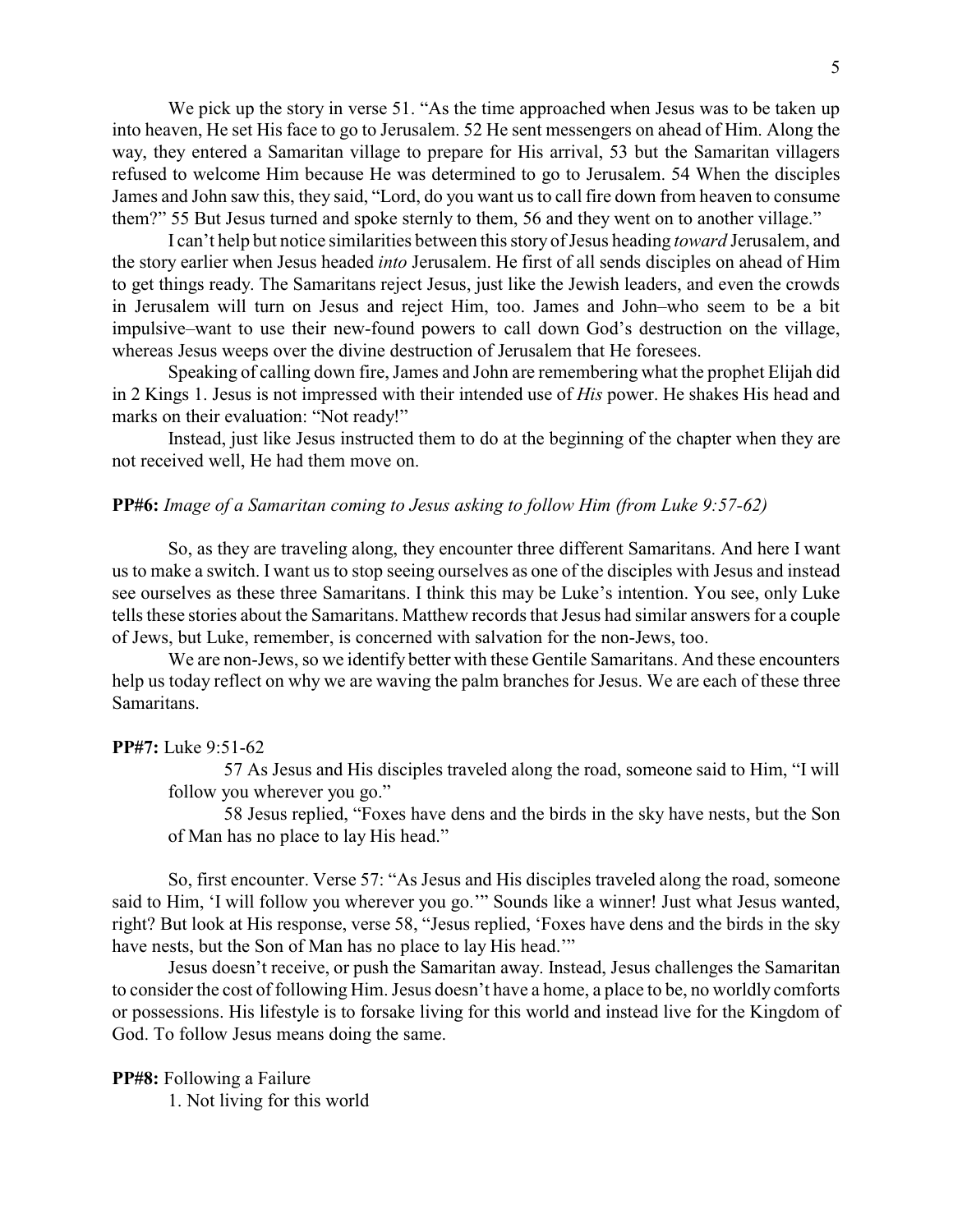We pick up the story in verse 51. "As the time approached when Jesus was to be taken up into heaven, He set His face to go to Jerusalem. 52 He sent messengers on ahead of Him. Along the way, they entered a Samaritan village to prepare for His arrival, 53 but the Samaritan villagers refused to welcome Him because He was determined to go to Jerusalem. 54 When the disciples James and John saw this, they said, "Lord, do you want us to call fire down from heaven to consume them?" 55 But Jesus turned and spoke sternly to them, 56 and they went on to another village."

I can't help but notice similarities between this story of Jesus heading *toward* Jerusalem, and the story earlier when Jesus headed *into* Jerusalem. He first of all sends disciples on ahead of Him to get things ready. The Samaritans reject Jesus, just like the Jewish leaders, and even the crowds in Jerusalem will turn on Jesus and reject Him, too. James and John–who seem to be a bit impulsive–want to use their new-found powers to call down God's destruction on the village, whereas Jesus weeps over the divine destruction of Jerusalem that He foresees.

Speaking of calling down fire, James and John are remembering what the prophet Elijah did in 2 Kings 1. Jesus is not impressed with their intended use of *His* power. He shakes His head and marks on their evaluation: "Not ready!"

Instead, just like Jesus instructed them to do at the beginning of the chapter when they are not received well, He had them move on.

**PP#6:** *Image of a Samaritan coming to Jesus asking to follow Him (from Luke 9:57-62)*

So, as they are traveling along, they encounter three different Samaritans. And here I want us to make a switch. I want us to stop seeing ourselves as one of the disciples with Jesus and instead see ourselves as these three Samaritans. I think this may be Luke's intention. You see, only Luke tells these stories about the Samaritans. Matthew records that Jesus had similar answers for a couple of Jews, but Luke, remember, is concerned with salvation for the non-Jews, too.

We are non-Jews, so we identify better with these Gentile Samaritans. And these encounters help us today reflect on why we are waving the palm branches for Jesus. We are each of these three Samaritans.

**PP#7:** Luke 9:51-62

> 57 As Jesus and His disciples traveled along the road, someone said to Him, "I will follow you wherever you go."
>
> 58 Jesus replied, "Foxes have dens and the birds in the sky have nests, but the Son of Man has no place to lay His head."

So, first encounter. Verse 57: "As Jesus and His disciples traveled along the road, someone said to Him, 'I will follow you wherever you go.'" Sounds like a winner! Just what Jesus wanted, right? But look at His response, verse 58, "Jesus replied, 'Foxes have dens and the birds in the sky have nests, but the Son of Man has no place to lay His head.'"

Jesus doesn't receive, or push the Samaritan away. Instead, Jesus challenges the Samaritan to consider the cost of following Him. Jesus doesn't have a home, a place to be, no worldly comforts or possessions. His lifestyle is to forsake living for this world and instead live for the Kingdom of God. To follow Jesus means doing the same.

**PP#8:** Following a Failure

1. Not living for this world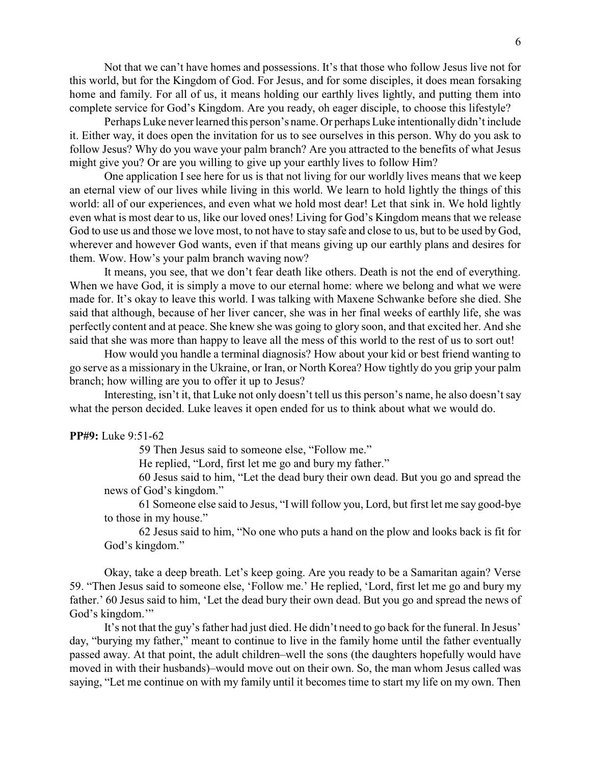Not that we can't have homes and possessions. It's that those who follow Jesus live not for this world, but for the Kingdom of God. For Jesus, and for some disciples, it does mean forsaking home and family. For all of us, it means holding our earthly lives lightly, and putting them into complete service for God's Kingdom. Are you ready, oh eager disciple, to choose this lifestyle?

Perhaps Luke never learned this person's name. Or perhaps Luke intentionally didn't include it. Either way, it does open the invitation for us to see ourselves in this person. Why do you ask to follow Jesus? Why do you wave your palm branch? Are you attracted to the benefits of what Jesus might give you? Or are you willing to give up your earthly lives to follow Him?

One application I see here for us is that not living for our worldly lives means that we keep an eternal view of our lives while living in this world. We learn to hold lightly the things of this world: all of our experiences, and even what we hold most dear! Let that sink in. We hold lightly even what is most dear to us, like our loved ones! Living for God's Kingdom means that we release God to use us and those we love most, to not have to stay safe and close to us, but to be used by God, wherever and however God wants, even if that means giving up our earthly plans and desires for them. Wow. How's your palm branch waving now?

It means, you see, that we don't fear death like others. Death is not the end of everything. When we have God, it is simply a move to our eternal home: where we belong and what we were made for. It's okay to leave this world. I was talking with Maxene Schwanke before she died. She said that although, because of her liver cancer, she was in her final weeks of earthly life, she was perfectly content and at peace. She knew she was going to glory soon, and that excited her. And she said that she was more than happy to leave all the mess of this world to the rest of us to sort out!

How would you handle a terminal diagnosis? How about your kid or best friend wanting to go serve as a missionary in the Ukraine, or Iran, or North Korea? How tightly do you grip your palm branch; how willing are you to offer it up to Jesus?

Interesting, isn't it, that Luke not only doesn't tell us this person's name, he also doesn't say what the person decided. Luke leaves it open ended for us to think about what we would do.

**PP#9:** Luke 9:51-62

> 59 Then Jesus said to someone else, "Follow me."
>
> He replied, "Lord, first let me go and bury my father."
>
> 60 Jesus said to him, "Let the dead bury their own dead. But you go and spread the news of God's kingdom."
>
> 61 Someone else said to Jesus, "I will follow you, Lord, but first let me say good-bye to those in my house."
>
> 62 Jesus said to him, "No one who puts a hand on the plow and looks back is fit for God's kingdom."

Okay, take a deep breath. Let's keep going. Are you ready to be a Samaritan again? Verse 59. "Then Jesus said to someone else, 'Follow me.' He replied, 'Lord, first let me go and bury my father.' 60 Jesus said to him, 'Let the dead bury their own dead. But you go and spread the news of God's kingdom.'"

It's not that the guy's father had just died. He didn't need to go back for the funeral. In Jesus' day, "burying my father," meant to continue to live in the family home until the father eventually passed away. At that point, the adult children–well the sons (the daughters hopefully would have moved in with their husbands)–would move out on their own. So, the man whom Jesus called was saying, "Let me continue on with my family until it becomes time to start my life on my own. Then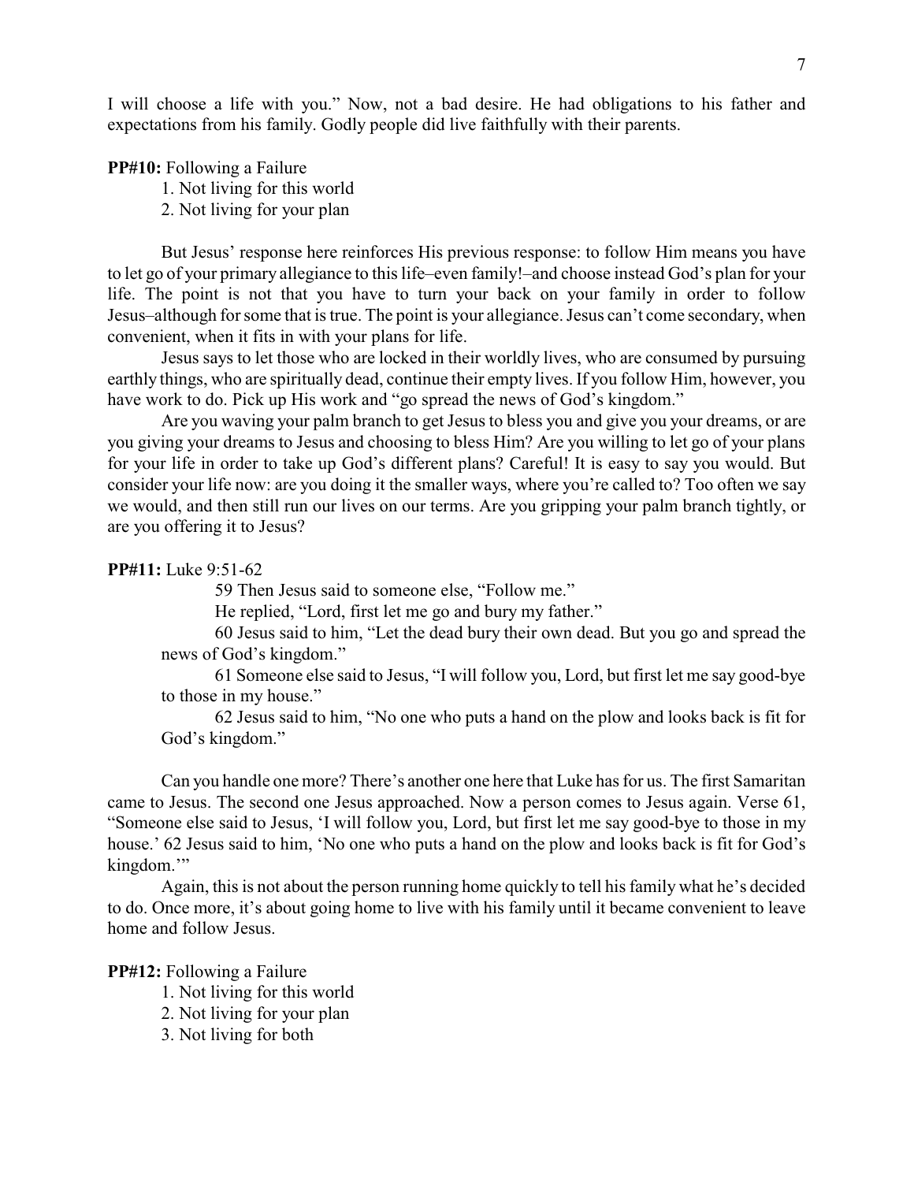I will choose a life with you." Now, not a bad desire. He had obligations to his father and expectations from his family. Godly people did live faithfully with their parents.

**PP#10:** Following a Failure

1. Not living for this world
2. Not living for your plan

But Jesus' response here reinforces His previous response: to follow Him means you have to let go of your primary allegiance to this life–even family!–and choose instead God's plan for your life. The point is not that you have to turn your back on your family in order to follow Jesus–although for some that is true. The point is your allegiance. Jesus can't come secondary, when convenient, when it fits in with your plans for life.

Jesus says to let those who are locked in their worldly lives, who are consumed by pursuing earthly things, who are spiritually dead, continue their empty lives. If you follow Him, however, you have work to do. Pick up His work and "go spread the news of God's kingdom."

Are you waving your palm branch to get Jesus to bless you and give you your dreams, or are you giving your dreams to Jesus and choosing to bless Him? Are you willing to let go of your plans for your life in order to take up God's different plans? Careful! It is easy to say you would. But consider your life now: are you doing it the smaller ways, where you're called to? Too often we say we would, and then still run our lives on our terms. Are you gripping your palm branch tightly, or are you offering it to Jesus?

**PP#11:** Luke 9:51-62

> 59 Then Jesus said to someone else, "Follow me."
>
> He replied, "Lord, first let me go and bury my father."
>
> 60 Jesus said to him, "Let the dead bury their own dead. But you go and spread the news of God's kingdom."
>
> 61 Someone else said to Jesus, "I will follow you, Lord, but first let me say good-bye to those in my house."
>
> 62 Jesus said to him, "No one who puts a hand on the plow and looks back is fit for God's kingdom."

Can you handle one more? There's another one here that Luke has for us. The first Samaritan came to Jesus. The second one Jesus approached. Now a person comes to Jesus again. Verse 61, "Someone else said to Jesus, 'I will follow you, Lord, but first let me say good-bye to those in my house.' 62 Jesus said to him, 'No one who puts a hand on the plow and looks back is fit for God's kingdom.'"

Again, this is not about the person running home quickly to tell his family what he's decided to do. Once more, it's about going home to live with his family until it became convenient to leave home and follow Jesus.

**PP#12:** Following a Failure

1. Not living for this world
2. Not living for your plan
3. Not living for both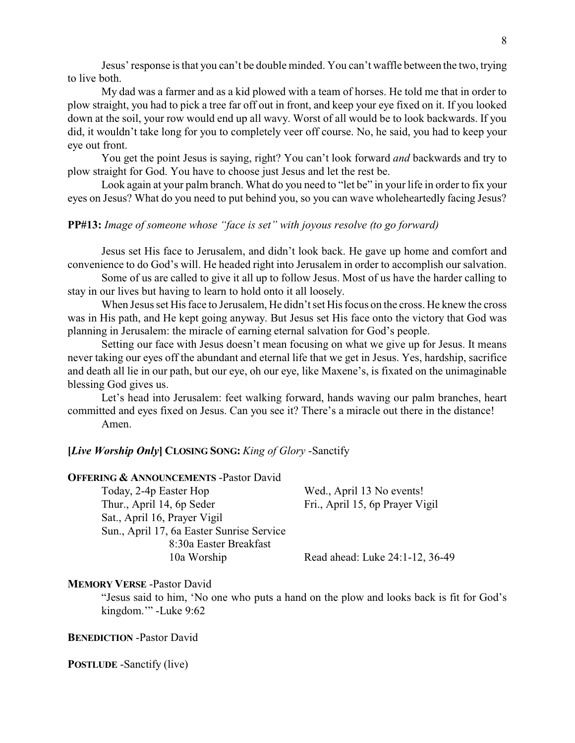Jesus' response is that you can't be double minded. You can't waffle between the two, trying to live both.

My dad was a farmer and as a kid plowed with a team of horses. He told me that in order to plow straight, you had to pick a tree far off out in front, and keep your eye fixed on it. If you looked down at the soil, your row would end up all wavy. Worst of all would be to look backwards. If you did, it wouldn't take long for you to completely veer off course. No, he said, you had to keep your eye out front.

You get the point Jesus is saying, right? You can't look forward *and* backwards and try to plow straight for God. You have to choose just Jesus and let the rest be.

Look again at your palm branch. What do you need to "let be" in your life in order to fix your eyes on Jesus? What do you need to put behind you, so you can wave wholeheartedly facing Jesus?

**PP#13:** *Image of someone whose "face is set" with joyous resolve (to go forward)*

Jesus set His face to Jerusalem, and didn't look back. He gave up home and comfort and convenience to do God's will. He headed right into Jerusalem in order to accomplish our salvation.

Some of us are called to give it all up to follow Jesus. Most of us have the harder calling to stay in our lives but having to learn to hold onto it all loosely.

When Jesus set His face to Jerusalem, He didn't set His focus on the cross. He knew the cross was in His path, and He kept going anyway. But Jesus set His face onto the victory that God was planning in Jerusalem: the miracle of earning eternal salvation for God's people.

Setting our face with Jesus doesn't mean focusing on what we give up for Jesus. It means never taking our eyes off the abundant and eternal life that we get in Jesus. Yes, hardship, sacrifice and death all lie in our path, but our eye, oh our eye, like Maxene's, is fixated on the unimaginable blessing God gives us.

Let's head into Jerusalem: feet walking forward, hands waving our palm branches, heart committed and eyes fixed on Jesus. Can you see it? There's a miracle out there in the distance!

Amen.

**[*Live Worship Only*] CLOSING SONG:** *King of Glory* -Sanctify

**OFFERING & ANNOUNCEMENTS** -Pastor David

Today, 2-4p Easter Hop
Wed., April 13 No events!
Thur., April 14, 6p Seder
Fri., April 15, 6p Prayer Vigil
Sat., April 16, Prayer Vigil
Sun., April 17, 6a Easter Sunrise Service
8:30a Easter Breakfast
10a Worship
Read ahead: Luke 24:1-12, 36-49

**MEMORY VERSE** -Pastor David

"Jesus said to him, 'No one who puts a hand on the plow and looks back is fit for God's kingdom.'" -Luke 9:62

**BENEDICTION** -Pastor David

**POSTLUDE** -Sanctify (live)